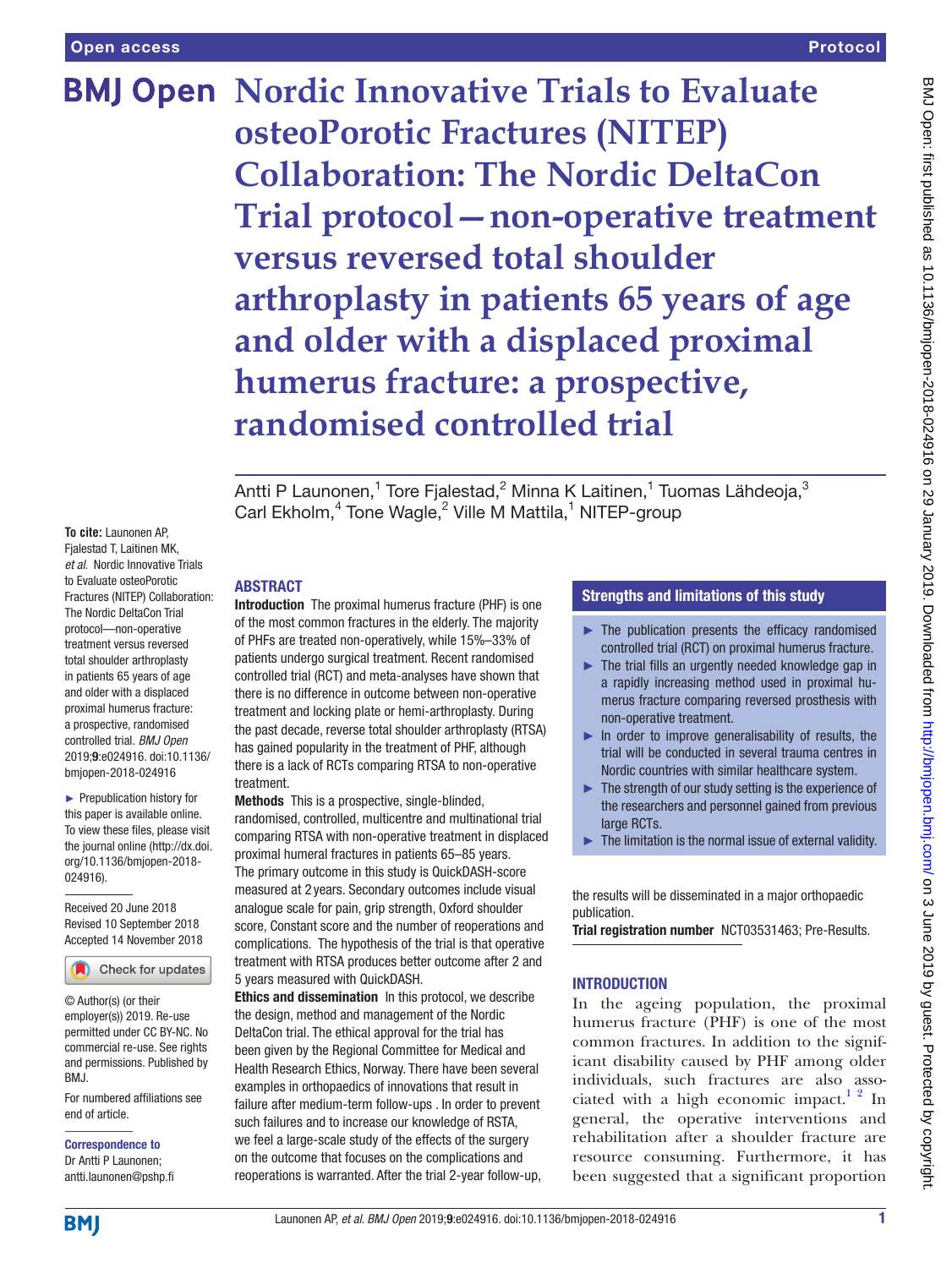# Nordic Innovative Trials to Evaluate osteoPorotic Fractures (NITEP) Collaboration: The Nordic DeltaCon Trial protocol—non-operative treatment versus reversed total shoulder arthroplasty in patients 65 years of age and older with a displaced proximal humerus fracture: a prospective, randomised controlled trial

Antti P Launonen,[1] Tore Fjalestad,[2] Minna K Laitinen,[1] Tuomas Lähdeoja,[3] Carl Ekholm,[4] Tone Wagle,[2] Ville M Mattila,[1] NITEP-group

**To cite:** Launonen AP, Fjalestad T, Laitinen MK, *et al*. Nordic Innovative Trials to Evaluate osteoPorotic Fractures (NITEP) Collaboration: The Nordic DeltaCon Trial protocol—non-operative treatment versus reversed total shoulder arthroplasty in patients 65 years of age and older with a displaced proximal humerus fracture: a prospective, randomised controlled trial. *BMJ Open* 2019;**9**:e024916. doi:10.1136/bmjopen-2018-024916

► Prepublication history for this paper is available online. To view these files, please visit the journal online (http://dx.doi.org/10.1136/bmjopen-2018-024916).

Received 20 June 2018
Revised 10 September 2018
Accepted 14 November 2018

© Author(s) (or their employer(s)) 2019. Re-use permitted under CC BY-NC. No commercial re-use. See rights and permissions. Published by BMJ.

For numbered affiliations see end of article.

**Correspondence to**
Dr Antti P Launonen;
antti.launonen@pshp.fi

## ABSTRACT

**Introduction** The proximal humerus fracture (PHF) is one of the most common fractures in the elderly. The majority of PHFs are treated non-operatively, while 15%–33% of patients undergo surgical treatment. Recent randomised controlled trial (RCT) and meta-analyses have shown that there is no difference in outcome between non-operative treatment and locking plate or hemi-arthroplasty. During the past decade, reverse total shoulder arthroplasty (RTSA) has gained popularity in the treatment of PHF, although there is a lack of RCTs comparing RTSA to non-operative treatment.

**Methods** This is a prospective, single-blinded, randomised, controlled, multicentre and multinational trial comparing RTSA with non-operative treatment in displaced proximal humeral fractures in patients 65–85 years. The primary outcome in this study is QuickDASH-score measured at 2 years. Secondary outcomes include visual analogue scale for pain, grip strength, Oxford shoulder score, Constant score and the number of reoperations and complications. The hypothesis of the trial is that operative treatment with RTSA produces better outcome after 2 and 5 years measured with QuickDASH.

**Ethics and dissemination** In this protocol, we describe the design, method and management of the Nordic DeltaCon trial. The ethical approval for the trial has been given by the Regional Committee for Medical and Health Research Ethics, Norway. There have been several examples in orthopaedics of innovations that result in failure after medium-term follow-ups . In order to prevent such failures and to increase our knowledge of RSTA, we feel a large-scale study of the effects of the surgery on the outcome that focuses on the complications and reoperations is warranted. After the trial 2-year follow-up, the results will be disseminated in a major orthopaedic publication.

**Trial registration number** NCT03531463; Pre-Results.

## Strengths and limitations of this study

- The publication presents the efficacy randomised controlled trial (RCT) on proximal humerus fracture.
- The trial fills an urgently needed knowledge gap in a rapidly increasing method used in proximal humerus fracture comparing reversed prosthesis with non-operative treatment.
- In order to improve generalisability of results, the trial will be conducted in several trauma centres in Nordic countries with similar healthcare system.
- The strength of our study setting is the experience of the researchers and personnel gained from previous large RCTs.
- The limitation is the normal issue of external validity.

## INTRODUCTION

In the ageing population, the proximal humerus fracture (PHF) is one of the most common fractures. In addition to the significant disability caused by PHF among older individuals, such fractures are also associated with a high economic impact.[1,2] In general, the operative interventions and rehabilitation after a shoulder fracture are resource consuming. Furthermore, it has been suggested that a significant proportion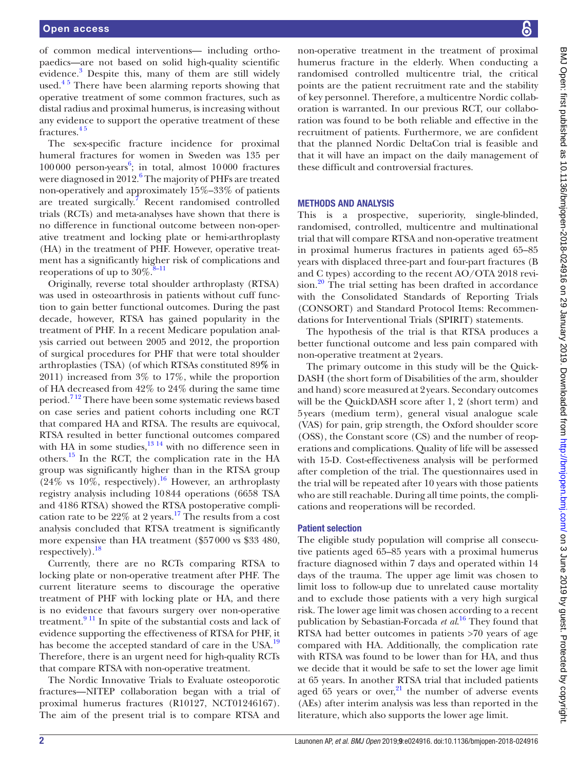of common medical interventions— including orthopaedics—are not based on solid high-quality scientific evidence.[3] Despite this, many of them are still widely used.[4 5] There have been alarming reports showing that operative treatment of some common fractures, such as distal radius and proximal humerus, is increasing without any evidence to support the operative treatment of these fractures.[4 5]

The sex-specific fracture incidence for proximal humeral fractures for women in Sweden was 135 per 100 000 person-years[6]; in total, almost 10 000 fractures were diagnosed in 2012.[6] The majority of PHFs are treated non-operatively and approximately 15%–33% of patients are treated surgically.[7] Recent randomised controlled trials (RCTs) and meta-analyses have shown that there is no difference in functional outcome between non-operative treatment and locking plate or hemi-arthroplasty (HA) in the treatment of PHF. However, operative treatment has a significantly higher risk of complications and reoperations of up to 30%.[8–11]

Originally, reverse total shoulder arthroplasty (RTSA) was used in osteoarthrosis in patients without cuff function to gain better functional outcomes. During the past decade, however, RTSA has gained popularity in the treatment of PHF. In a recent Medicare population analysis carried out between 2005 and 2012, the proportion of surgical procedures for PHF that were total shoulder arthroplasties (TSA) (of which RTSAs constituted 89% in 2011) increased from 3% to 17%, while the proportion of HA decreased from 42% to 24% during the same time period.[7 12] There have been some systematic reviews based on case series and patient cohorts including one RCT that compared HA and RTSA. The results are equivocal, RTSA resulted in better functional outcomes compared with HA in some studies,[13 14] with no difference seen in others.[15] In the RCT, the complication rate in the HA group was significantly higher than in the RTSA group (24% vs 10%, respectively).[16] However, an arthroplasty registry analysis including 10 844 operations (6658 TSA and 4186 RTSA) showed the RTSA postoperative complication rate to be 22% at 2 years.[17] The results from a cost analysis concluded that RTSA treatment is significantly more expensive than HA treatment ($57 000 vs $33 480, respectively).[18]

Currently, there are no RCTs comparing RTSA to locking plate or non-operative treatment after PHF. The current literature seems to discourage the operative treatment of PHF with locking plate or HA, and there is no evidence that favours surgery over non-operative treatment.[9 11] In spite of the substantial costs and lack of evidence supporting the effectiveness of RTSA for PHF, it has become the accepted standard of care in the USA.[19] Therefore, there is an urgent need for high-quality RCTs that compare RTSA with non-operative treatment.

The Nordic Innovative Trials to Evaluate osteoporotic fractures—NITEP collaboration began with a trial of proximal humerus fractures (R10127, NCT01246167). The aim of the present trial is to compare RTSA and non-operative treatment in the treatment of proximal humerus fracture in the elderly. When conducting a randomised controlled multicentre trial, the critical points are the patient recruitment rate and the stability of key personnel. Therefore, a multicentre Nordic collaboration is warranted. In our previous RCT, our collaboration was found to be both reliable and effective in the recruitment of patients. Furthermore, we are confident that the planned Nordic DeltaCon trial is feasible and that it will have an impact on the daily management of these difficult and controversial fractures.

## METHODS AND ANALYSIS

This is a prospective, superiority, single-blinded, randomised, controlled, multicentre and multinational trial that will compare RTSA and non-operative treatment in proximal humerus fractures in patients aged 65–85 years with displaced three-part and four-part fractures (B and C types) according to the recent AO/OTA 2018 revision.[20] The trial setting has been drafted in accordance with the Consolidated Standards of Reporting Trials (CONSORT) and Standard Protocol Items: Recommendations for Interventional Trials (SPIRIT) statements.

The hypothesis of the trial is that RTSA produces a better functional outcome and less pain compared with non-operative treatment at 2 years.

The primary outcome in this study will be the QuickDASH (the short form of Disabilities of the arm, shoulder and hand) score measured at 2 years. Secondary outcomes will be the QuickDASH score after 1, 2 (short term) and 5 years (medium term), general visual analogue scale (VAS) for pain, grip strength, the Oxford shoulder score (OSS), the Constant score (CS) and the number of reoperations and complications. Quality of life will be assessed with 15-D. Cost-effectiveness analysis will be performed after completion of the trial. The questionnaires used in the trial will be repeated after 10 years with those patients who are still reachable. During all time points, the complications and reoperations will be recorded.

### Patient selection

The eligible study population will comprise all consecutive patients aged 65–85 years with a proximal humerus fracture diagnosed within 7 days and operated within 14 days of the trauma. The upper age limit was chosen to limit loss to follow-up due to unrelated cause mortality and to exclude those patients with a very high surgical risk. The lower age limit was chosen according to a recent publication by Sebastian-Forcada *et al*.[16] They found that RTSA had better outcomes in patients >70 years of age compared with HA. Additionally, the complication rate with RTSA was found to be lower than for HA, and thus we decide that it would be safe to set the lower age limit at 65 years. In another RTSA trial that included patients aged 65 years or over,[21] the number of adverse events (AEs) after interim analysis was less than reported in the literature, which also supports the lower age limit.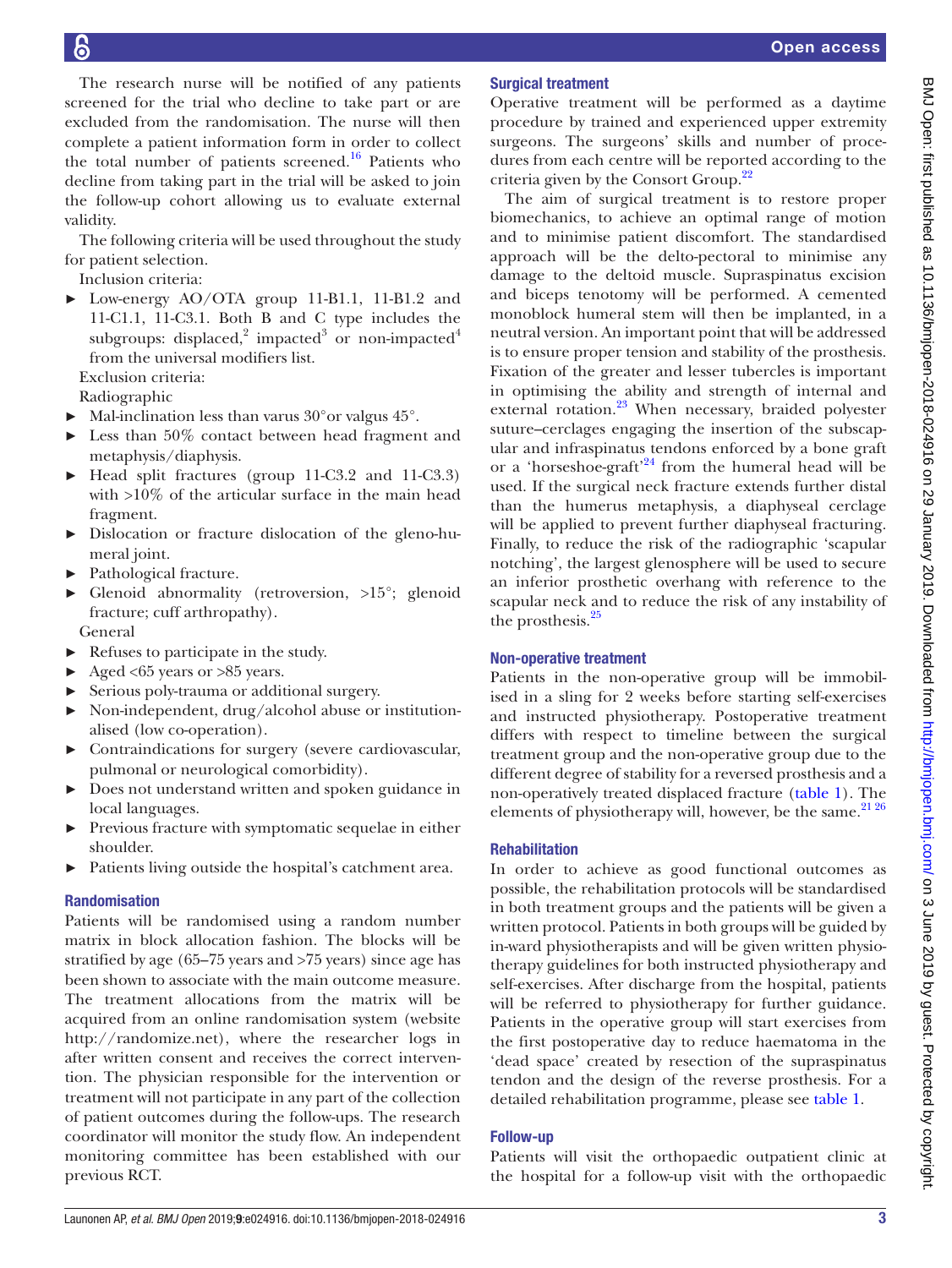The research nurse will be notified of any patients screened for the trial who decline to take part or are excluded from the randomisation. The nurse will then complete a patient information form in order to collect the total number of patients screened.[16] Patients who decline from taking part in the trial will be asked to join the follow-up cohort allowing us to evaluate external validity.

The following criteria will be used throughout the study for patient selection.

Inclusion criteria:

- Low-energy AO/OTA group 11-B1.1, 11-B1.2 and 11-C1.1, 11-C3.1. Both B and C type includes the subgroups: displaced,[2] impacted[3] or non-impacted[4] from the universal modifiers list.

Exclusion criteria:

Radiographic

- Mal-inclination less than varus 30° or valgus 45°.
- Less than 50% contact between head fragment and metaphysis/diaphysis.
- Head split fractures (group 11-C3.2 and 11-C3.3) with >10% of the articular surface in the main head fragment.
- Dislocation or fracture dislocation of the gleno-humeral joint.
- Pathological fracture.
- Glenoid abnormality (retroversion, >15°; glenoid fracture; cuff arthropathy).

General

- Refuses to participate in the study.
- Aged <65 years or >85 years.
- Serious poly-trauma or additional surgery.
- Non-independent, drug/alcohol abuse or institutionalised (low co-operation).
- Contraindications for surgery (severe cardiovascular, pulmonal or neurological comorbidity).
- Does not understand written and spoken guidance in local languages.
- Previous fracture with symptomatic sequelae in either shoulder.
- Patients living outside the hospital's catchment area.

### Randomisation

Patients will be randomised using a random number matrix in block allocation fashion. The blocks will be stratified by age (65–75 years and >75 years) since age has been shown to associate with the main outcome measure. The treatment allocations from the matrix will be acquired from an online randomisation system (website http://randomize.net), where the researcher logs in after written consent and receives the correct intervention. The physician responsible for the intervention or treatment will not participate in any part of the collection of patient outcomes during the follow-ups. The research coordinator will monitor the study flow. An independent monitoring committee has been established with our previous RCT.

### Surgical treatment

Operative treatment will be performed as a daytime procedure by trained and experienced upper extremity surgeons. The surgeons' skills and number of procedures from each centre will be reported according to the criteria given by the Consort Group.[22]

The aim of surgical treatment is to restore proper biomechanics, to achieve an optimal range of motion and to minimise patient discomfort. The standardised approach will be the delto-pectoral to minimise any damage to the deltoid muscle. Supraspinatus excision and biceps tenotomy will be performed. A cemented monoblock humeral stem will then be implanted, in a neutral version. An important point that will be addressed is to ensure proper tension and stability of the prosthesis. Fixation of the greater and lesser tubercles is important in optimising the ability and strength of internal and external rotation.[23] When necessary, braided polyester suture–cerclages engaging the insertion of the subscapular and infraspinatus tendons enforced by a bone graft or a 'horseshoe-graft'[24] from the humeral head will be used. If the surgical neck fracture extends further distal than the humerus metaphysis, a diaphyseal cerclage will be applied to prevent further diaphyseal fracturing. Finally, to reduce the risk of the radiographic 'scapular notching', the largest glenosphere will be used to secure an inferior prosthetic overhang with reference to the scapular neck and to reduce the risk of any instability of the prosthesis.[25]

### Non-operative treatment

Patients in the non-operative group will be immobilised in a sling for 2 weeks before starting self-exercises and instructed physiotherapy. Postoperative treatment differs with respect to timeline between the surgical treatment group and the non-operative group due to the different degree of stability for a reversed prosthesis and a non-operatively treated displaced fracture (table 1). The elements of physiotherapy will, however, be the same.[21,26]

### Rehabilitation

In order to achieve as good functional outcomes as possible, the rehabilitation protocols will be standardised in both treatment groups and the patients will be given a written protocol. Patients in both groups will be guided by in-ward physiotherapists and will be given written physiotherapy guidelines for both instructed physiotherapy and self-exercises. After discharge from the hospital, patients will be referred to physiotherapy for further guidance. Patients in the operative group will start exercises from the first postoperative day to reduce haematoma in the 'dead space' created by resection of the supraspinatus tendon and the design of the reverse prosthesis. For a detailed rehabilitation programme, please see table 1.

### Follow-up

Patients will visit the orthopaedic outpatient clinic at the hospital for a follow-up visit with the orthopaedic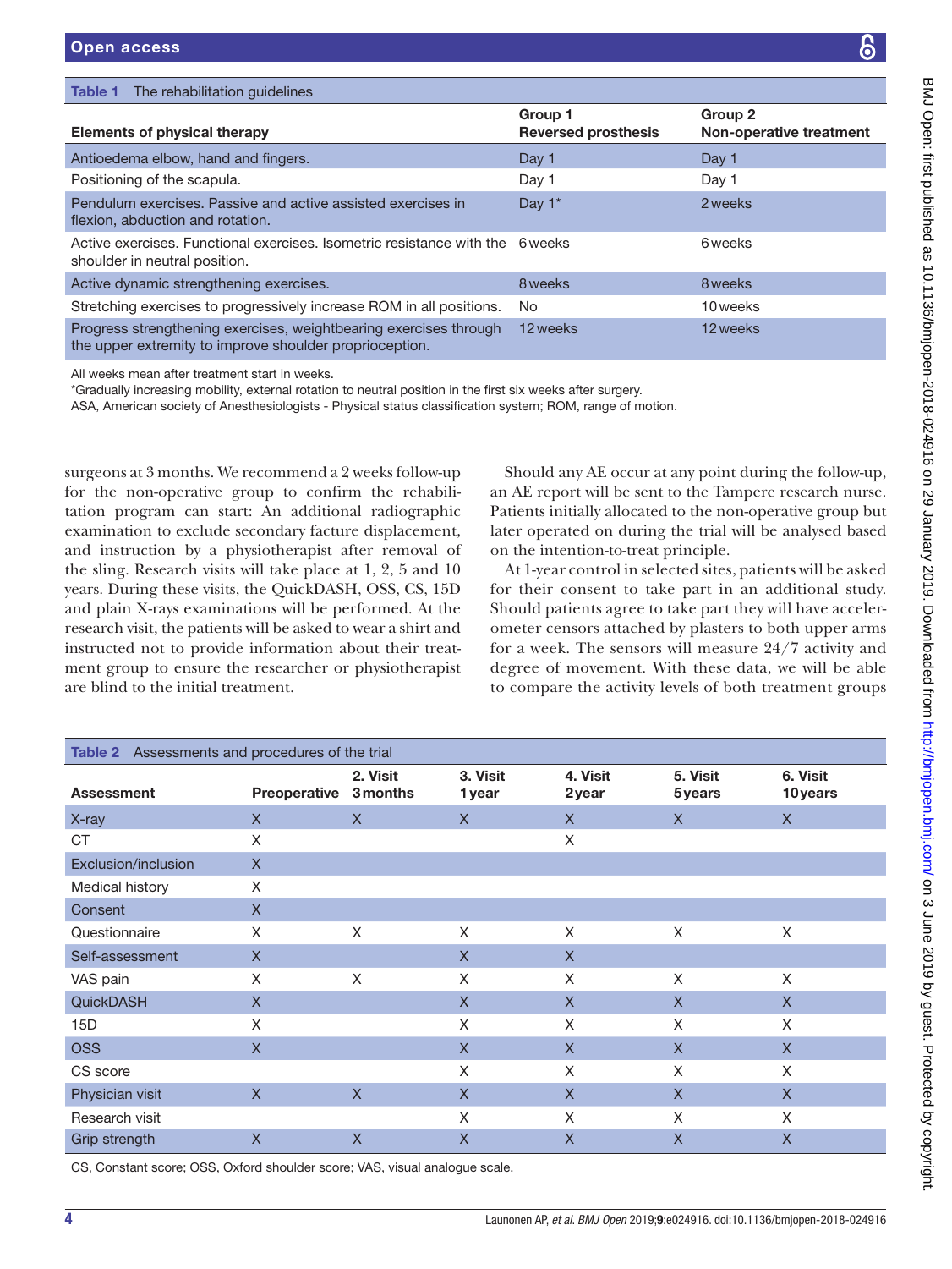**Table 1** The rehabilitation guidelines

| Elements of physical therapy | Group 1 Reversed prosthesis | Group 2 Non-operative treatment |
|---|---|---|
| Antioedema elbow, hand and fingers. | Day 1 | Day 1 |
| Positioning of the scapula. | Day 1 | Day 1 |
| Pendulum exercises. Passive and active assisted exercises in flexion, abduction and rotation. | Day 1* | 2 weeks |
| Active exercises. Functional exercises. Isometric resistance with the shoulder in neutral position. | 6 weeks | 6 weeks |
| Active dynamic strengthening exercises. | 8 weeks | 8 weeks |
| Stretching exercises to progressively increase ROM in all positions. | No | 10 weeks |
| Progress strengthening exercises, weightbearing exercises through the upper extremity to improve shoulder proprioception. | 12 weeks | 12 weeks |

All weeks mean after treatment start in weeks.
*Gradually increasing mobility, external rotation to neutral position in the first six weeks after surgery.
ASA, American society of Anesthesiologists - Physical status classification system; ROM, range of motion.

surgeons at 3 months. We recommend a 2 weeks follow-up for the non-operative group to confirm the rehabilitation program can start: An additional radiographic examination to exclude secondary facture displacement, and instruction by a physiotherapist after removal of the sling. Research visits will take place at 1, 2, 5 and 10 years. During these visits, the QuickDASH, OSS, CS, 15D and plain X-rays examinations will be performed. At the research visit, the patients will be asked to wear a shirt and instructed not to provide information about their treatment group to ensure the researcher or physiotherapist are blind to the initial treatment.

Should any AE occur at any point during the follow-up, an AE report will be sent to the Tampere research nurse. Patients initially allocated to the non-operative group but later operated on during the trial will be analysed based on the intention-to-treat principle.

At 1-year control in selected sites, patients will be asked for their consent to take part in an additional study. Should patients agree to take part they will have accelerometer censors attached by plasters to both upper arms for a week. The sensors will measure 24/7 activity and degree of movement. With these data, we will be able to compare the activity levels of both treatment groups

**Table 2** Assessments and procedures of the trial

| Assessment | Preoperative | 2. Visit 3 months | 3. Visit 1 year | 4. Visit 2 year | 5. Visit 5 years | 6. Visit 10 years |
|---|---|---|---|---|---|---|
| X-ray | X | X | X | X | X | X |
| CT | X | | | X | | |
| Exclusion/inclusion | X | | | | | |
| Medical history | X | | | | | |
| Consent | X | | | | | |
| Questionnaire | X | X | X | X | X | X |
| Self-assessment | X | | X | X | | |
| VAS pain | X | X | X | X | X | X |
| QuickDASH | X | | X | X | X | X |
| 15D | X | | X | X | X | X |
| OSS | X | | X | X | X | X |
| CS score | | | X | X | X | X |
| Physician visit | X | X | X | X | X | X |
| Research visit | | | X | X | X | X |
| Grip strength | X | X | X | X | X | X |

CS, Constant score; OSS, Oxford shoulder score; VAS, visual analogue scale.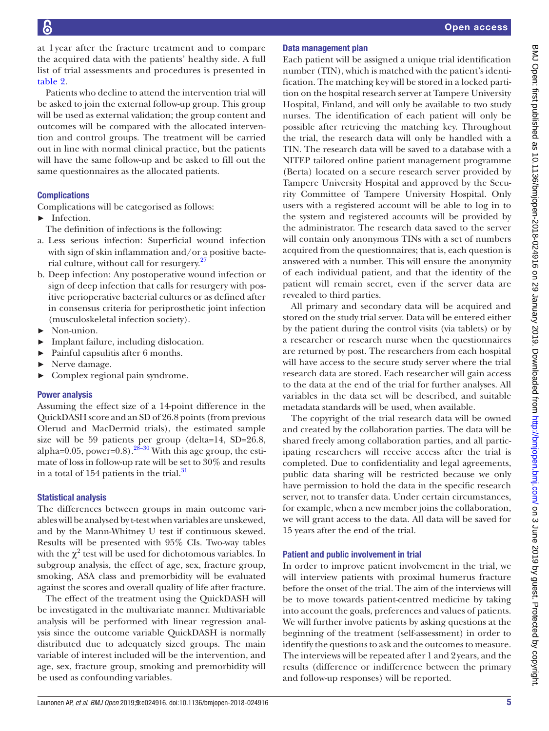at 1 year after the fracture treatment and to compare the acquired data with the patients' healthy side. A full list of trial assessments and procedures is presented in table 2.

Patients who decline to attend the intervention trial will be asked to join the external follow-up group. This group will be used as external validation; the group content and outcomes will be compared with the allocated intervention and control groups. The treatment will be carried out in line with normal clinical practice, but the patients will have the same follow-up and be asked to fill out the same questionnaires as the allocated patients.

### Complications

Complications will be categorised as follows:

- Infection.

The definition of infections is the following:

a. Less serious infection: Superficial wound infection with sign of skin inflammation and/or a positive bacterial culture, without call for resurgery.[27]
b. Deep infection: Any postoperative wound infection or sign of deep infection that calls for resurgery with positive perioperative bacterial cultures or as defined after in consensus criteria for periprosthetic joint infection (musculoskeletal infection society).

- Non-union.
- Implant failure, including dislocation.
- Painful capsulitis after 6 months.
- Nerve damage.
- Complex regional pain syndrome.

### Power analysis

Assuming the effect size of a 14-point difference in the QuickDASH score and an SD of 26.8 points (from previous Olerud and MacDermid trials), the estimated sample size will be 59 patients per group (delta=14, SD=26.8, alpha=0.05, power=0.8).[28–30] With this age group, the estimate of loss in follow-up rate will be set to 30% and results in a total of 154 patients in the trial.[31]

### Statistical analysis

The differences between groups in main outcome variables will be analysed by t-test when variables are unskewed, and by the Mann-Whitney U test if continuous skewed. Results will be presented with 95% CIs. Two-way tables with the $\chi^2$ test will be used for dichotomous variables. In subgroup analysis, the effect of age, sex, fracture group, smoking, ASA class and premorbidity will be evaluated against the scores and overall quality of life after fracture.

The effect of the treatment using the QuickDASH will be investigated in the multivariate manner. Multivariable analysis will be performed with linear regression analysis since the outcome variable QuickDASH is normally distributed due to adequately sized groups. The main variable of interest included will be the intervention, and age, sex, fracture group, smoking and premorbidity will be used as confounding variables.

### Data management plan

Each patient will be assigned a unique trial identification number (TIN), which is matched with the patient's identification. The matching key will be stored in a locked partition on the hospital research server at Tampere University Hospital, Finland, and will only be available to two study nurses. The identification of each patient will only be possible after retrieving the matching key. Throughout the trial, the research data will only be handled with a TIN. The research data will be saved to a database with a NITEP tailored online patient management programme (Berta) located on a secure research server provided by Tampere University Hospital and approved by the Security Committee of Tampere University Hospital. Only users with a registered account will be able to log in to the system and registered accounts will be provided by the administrator. The research data saved to the server will contain only anonymous TINs with a set of numbers acquired from the questionnaires; that is, each question is answered with a number. This will ensure the anonymity of each individual patient, and that the identity of the patient will remain secret, even if the server data are revealed to third parties.

All primary and secondary data will be acquired and stored on the study trial server. Data will be entered either by the patient during the control visits (via tablets) or by a researcher or research nurse when the questionnaires are returned by post. The researchers from each hospital will have access to the secure study server where the trial research data are stored. Each researcher will gain access to the data at the end of the trial for further analyses. All variables in the data set will be described, and suitable metadata standards will be used, when available.

The copyright of the trial research data will be owned and created by the collaboration parties. The data will be shared freely among collaboration parties, and all participating researchers will receive access after the trial is completed. Due to confidentiality and legal agreements, public data sharing will be restricted because we only have permission to hold the data in the specific research server, not to transfer data. Under certain circumstances, for example, when a new member joins the collaboration, we will grant access to the data. All data will be saved for 15 years after the end of the trial.

### Patient and public involvement in trial

In order to improve patient involvement in the trial, we will interview patients with proximal humerus fracture before the onset of the trial. The aim of the interviews will be to move towards patient-centred medicine by taking into account the goals, preferences and values of patients. We will further involve patients by asking questions at the beginning of the treatment (self-assessment) in order to identify the questions to ask and the outcomes to measure. The interviews will be repeated after 1 and 2 years, and the results (difference or indifference between the primary and follow-up responses) will be reported.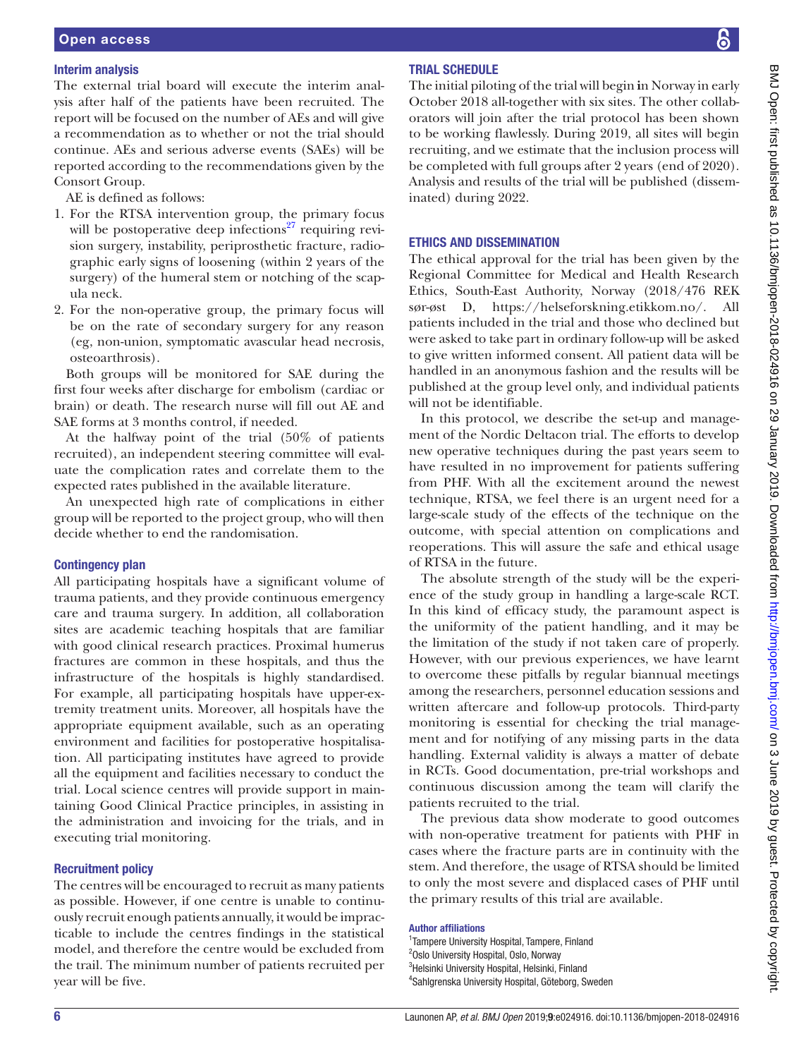### Interim analysis

The external trial board will execute the interim analysis after half of the patients have been recruited. The report will be focused on the number of AEs and will give a recommendation as to whether or not the trial should continue. AEs and serious adverse events (SAEs) will be reported according to the recommendations given by the Consort Group.

AE is defined as follows:

1. For the RTSA intervention group, the primary focus will be postoperative deep infections[27] requiring revision surgery, instability, periprosthetic fracture, radiographic early signs of loosening (within 2 years of the surgery) of the humeral stem or notching of the scapula neck.
2. For the non-operative group, the primary focus will be on the rate of secondary surgery for any reason (eg, non-union, symptomatic avascular head necrosis, osteoarthrosis).

Both groups will be monitored for SAE during the first four weeks after discharge for embolism (cardiac or brain) or death. The research nurse will fill out AE and SAE forms at 3 months control, if needed.

At the halfway point of the trial (50% of patients recruited), an independent steering committee will evaluate the complication rates and correlate them to the expected rates published in the available literature.

An unexpected high rate of complications in either group will be reported to the project group, who will then decide whether to end the randomisation.

### Contingency plan

All participating hospitals have a significant volume of trauma patients, and they provide continuous emergency care and trauma surgery. In addition, all collaboration sites are academic teaching hospitals that are familiar with good clinical research practices. Proximal humerus fractures are common in these hospitals, and thus the infrastructure of the hospitals is highly standardised. For example, all participating hospitals have upper-extremity treatment units. Moreover, all hospitals have the appropriate equipment available, such as an operating environment and facilities for postoperative hospitalisation. All participating institutes have agreed to provide all the equipment and facilities necessary to conduct the trial. Local science centres will provide support in maintaining Good Clinical Practice principles, in assisting in the administration and invoicing for the trials, and in executing trial monitoring.

### Recruitment policy

The centres will be encouraged to recruit as many patients as possible. However, if one centre is unable to continuously recruit enough patients annually, it would be impracticable to include the centres findings in the statistical model, and therefore the centre would be excluded from the trail. The minimum number of patients recruited per year will be five.

## TRIAL SCHEDULE

The initial piloting of the trial will begin in Norway in early October 2018 all-together with six sites. The other collaborators will join after the trial protocol has been shown to be working flawlessly. During 2019, all sites will begin recruiting, and we estimate that the inclusion process will be completed with full groups after 2 years (end of 2020). Analysis and results of the trial will be published (disseminated) during 2022.

## ETHICS AND DISSEMINATION

The ethical approval for the trial has been given by the Regional Committee for Medical and Health Research Ethics, South-East Authority, Norway (2018/476 REK sør-øst D, https://helseforskning.etikkom.no/. All patients included in the trial and those who declined but were asked to take part in ordinary follow-up will be asked to give written informed consent. All patient data will be handled in an anonymous fashion and the results will be published at the group level only, and individual patients will not be identifiable.

In this protocol, we describe the set-up and management of the Nordic Deltacon trial. The efforts to develop new operative techniques during the past years seem to have resulted in no improvement for patients suffering from PHF. With all the excitement around the newest technique, RTSA, we feel there is an urgent need for a large-scale study of the effects of the technique on the outcome, with special attention on complications and reoperations. This will assure the safe and ethical usage of RTSA in the future.

The absolute strength of the study will be the experience of the study group in handling a large-scale RCT. In this kind of efficacy study, the paramount aspect is the uniformity of the patient handling, and it may be the limitation of the study if not taken care of properly. However, with our previous experiences, we have learnt to overcome these pitfalls by regular biannual meetings among the researchers, personnel education sessions and written aftercare and follow-up protocols. Third-party monitoring is essential for checking the trial management and for notifying of any missing parts in the data handling. External validity is always a matter of debate in RCTs. Good documentation, pre-trial workshops and continuous discussion among the team will clarify the patients recruited to the trial.

The previous data show moderate to good outcomes with non-operative treatment for patients with PHF in cases where the fracture parts are in continuity with the stem. And therefore, the usage of RTSA should be limited to only the most severe and displaced cases of PHF until the primary results of this trial are available.

#### Author affiliations

[1]Tampere University Hospital, Tampere, Finland
[2]Oslo University Hospital, Oslo, Norway
[3]Helsinki University Hospital, Helsinki, Finland
[4]Sahlgrenska University Hospital, Göteborg, Sweden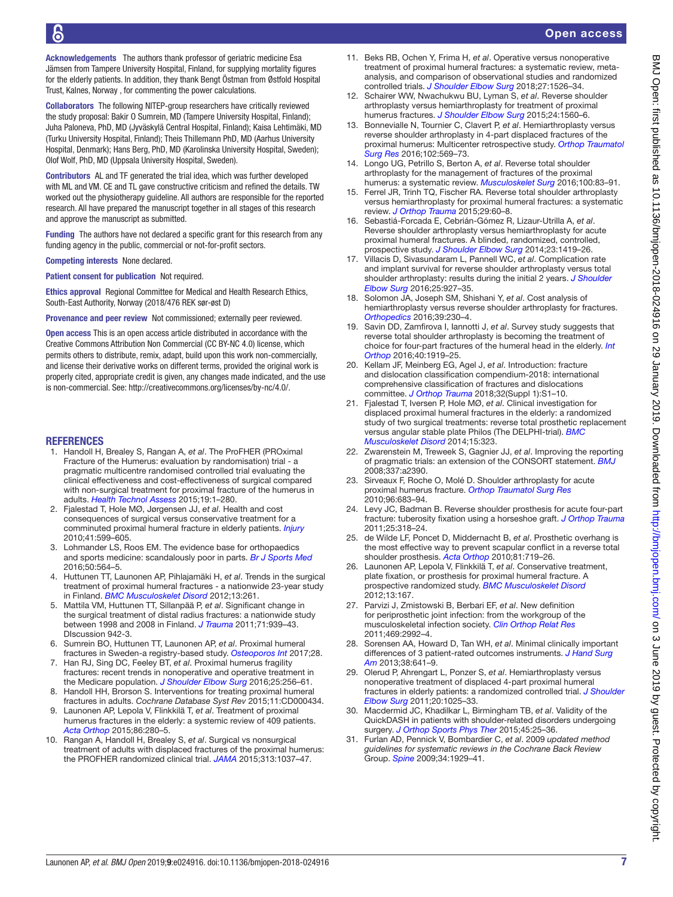**Acknowledgements** The authors thank professor of geriatric medicine Esa Jämsen from Tampere University Hospital, Finland, for supplying mortality figures for the elderly patients. In addition, they thank Bengt Östman from Østfold Hospital Trust, Kalnes, Norway , for commenting the power calculations.

**Collaborators** The following NITEP-group researchers have critically reviewed the study proposal: Bakir O Sumrein, MD (Tampere University Hospital, Finland); Juha Paloneva, PhD, MD (Jyväskylä Central Hospital, Finland); Kaisa Lehtimäki, MD (Turku University Hospital, Finland); Theis Thillemann PhD, MD (Aarhus University Hospital, Denmark); Hans Berg, PhD, MD (Karolinska University Hospital, Sweden); Olof Wolf, PhD, MD (Uppsala University Hospital, Sweden).

**Contributors** AL and TF generated the trial idea, which was further developed with ML and VM. CE and TL gave constructive criticism and refined the details. TW worked out the physiotherapy guideline. All authors are responsible for the reported research. All have prepared the manuscript together in all stages of this research and approve the manuscript as submitted.

**Funding** The authors have not declared a specific grant for this research from any funding agency in the public, commercial or not-for-profit sectors.

**Competing interests** None declared.

**Patient consent for publication** Not required.

**Ethics approval** Regional Committee for Medical and Health Research Ethics, South-East Authority, Norway (2018/476 REK sør-øst D)

**Provenance and peer review** Not commissioned; externally peer reviewed.

**Open access** This is an open access article distributed in accordance with the Creative Commons Attribution Non Commercial (CC BY-NC 4.0) license, which permits others to distribute, remix, adapt, build upon this work non-commercially, and license their derivative works on different terms, provided the original work is properly cited, appropriate credit is given, any changes made indicated, and the use is non-commercial. See: http://creativecommons.org/licenses/by-nc/4.0/.

## REFERENCES

1. Handoll H, Brealey S, Rangan A, *et al*. The ProFHER (PROximal Fracture of the Humerus: evaluation by randomisation) trial - a pragmatic multicentre randomised controlled trial evaluating the clinical effectiveness and cost-effectiveness of surgical compared with non-surgical treatment for proximal fracture of the humerus in adults. *Health Technol Assess* 2015;19:1–280.
2. Fjalestad T, Hole MØ, Jørgensen JJ, *et al*. Health and cost consequences of surgical versus conservative treatment for a comminuted proximal humeral fracture in elderly patients. *Injury* 2010;41:599–605.
3. Lohmander LS, Roos EM. The evidence base for orthopaedics and sports medicine: scandalously poor in parts. *Br J Sports Med* 2016;50:564–5.
4. Huttunen TT, Launonen AP, Pihlajamäki H, *et al*. Trends in the surgical treatment of proximal humeral fractures - a nationwide 23-year study in Finland. *BMC Musculoskelet Disord* 2012;13:261.
5. Mattila VM, Huttunen TT, Sillanpää P, *et al*. Significant change in the surgical treatment of distal radius fractures: a nationwide study between 1998 and 2008 in Finland. *J Trauma* 2011;71:939–43. DIscussion 942-3.
6. Sumrein BO, Huttunen TT, Launonen AP, *et al*. Proximal humeral fractures in Sweden-a registry-based study. *Osteoporos Int* 2017;28.
7. Han RJ, Sing DC, Feeley BT, *et al*. Proximal humerus fragility fractures: recent trends in nonoperative and operative treatment in the Medicare population. *J Shoulder Elbow Surg* 2016;25:256–61.
8. Handoll HH, Brorson S. Interventions for treating proximal humeral fractures in adults. *Cochrane Database Syst Rev* 2015;11:CD000434.
9. Launonen AP, Lepola V, Flinkkilä T, *et al*. Treatment of proximal humerus fractures in the elderly: a systemic review of 409 patients. *Acta Orthop* 2015;86:280–5.
10. Rangan A, Handoll H, Brealey S, *et al*. Surgical vs nonsurgical treatment of adults with displaced fractures of the proximal humerus: the PROFHER randomized clinical trial. *JAMA* 2015;313:1037–47.
11. Beks RB, Ochen Y, Frima H, *et al*. Operative versus nonoperative treatment of proximal humeral fractures: a systematic review, meta-analysis, and comparison of observational studies and randomized controlled trials. *J Shoulder Elbow Surg* 2018;27:1526–34.
12. Schairer WW, Nwachukwu BU, Lyman S, *et al*. Reverse shoulder arthroplasty versus hemiarthroplasty for treatment of proximal humerus fractures. *J Shoulder Elbow Surg* 2015;24:1560–6.
13. Bonnevialle N, Tournier C, Clavert P, *et al*. Hemiarthroplasty versus reverse shoulder arthroplasty in 4-part displaced fractures of the proximal humerus: Multicenter retrospective study. *Orthop Traumatol Surg Res* 2016;102:569–73.
14. Longo UG, Petrillo S, Berton A, *et al*. Reverse total shoulder arthroplasty for the management of fractures of the proximal humerus: a systematic review. *Musculoskelet Surg* 2016;100:83–91.
15. Ferrel JR, Trinh TQ, Fischer RA. Reverse total shoulder arthroplasty versus hemiarthroplasty for proximal humeral fractures: a systematic review. *J Orthop Trauma* 2015;29:60–8.
16. Sebastiá-Forcada E, Cebrián-Gómez R, Lizaur-Utrilla A, *et al*. Reverse shoulder arthroplasty versus hemiarthroplasty for acute proximal humeral fractures. A blinded, randomized, controlled, prospective study. *J Shoulder Elbow Surg* 2014;23:1419–26.
17. Villacis D, Sivasundaram L, Pannell WC, *et al*. Complication rate and implant survival for reverse shoulder arthroplasty versus total shoulder arthroplasty: results during the initial 2 years. *J Shoulder Elbow Surg* 2016;25:927–35.
18. Solomon JA, Joseph SM, Shishani Y, *et al*. Cost analysis of hemiarthroplasty versus reverse shoulder arthroplasty for fractures. *Orthopedics* 2016;39:230–4.
19. Savin DD, Zamfirova I, Iannotti J, *et al*. Survey study suggests that reverse total shoulder arthroplasty is becoming the treatment of choice for four-part fractures of the humeral head in the elderly. *Int Orthop* 2016;40:1919–25.
20. Kellam JF, Meinberg EG, Agel J, *et al*. Introduction: fracture and dislocation classification compendium-2018: international comprehensive classification of fractures and dislocations committee. *J Orthop Trauma* 2018;32(Suppl 1):S1–10.
21. Fjalestad T, Iversen P, Hole MØ, *et al*. Clinical investigation for displaced proximal humeral fractures in the elderly: a randomized study of two surgical treatments: reverse total prosthetic replacement versus angular stable plate Philos (The DELPHI-trial). *BMC Musculoskelet Disord* 2014;15:323.
22. Zwarenstein M, Treweek S, Gagnier JJ, *et al*. Improving the reporting of pragmatic trials: an extension of the CONSORT statement. *BMJ* 2008;337:a2390.
23. Sirveaux F, Roche O, Molé D. Shoulder arthroplasty for acute proximal humerus fracture. *Orthop Traumatol Surg Res* 2010;96:683–94.
24. Levy JC, Badman B. Reverse shoulder prosthesis for acute four-part fracture: tuberosity fixation using a horseshoe graft. *J Orthop Trauma* 2011;25:318–24.
25. de Wilde LF, Poncet D, Middernacht B, *et al*. Prosthetic overhang is the most effective way to prevent scapular conflict in a reverse total shoulder prosthesis. *Acta Orthop* 2010;81:719–26.
26. Launonen AP, Lepola V, Flinkkilä T, *et al*. Conservative treatment, plate fixation, or prosthesis for proximal humeral fracture. A prospective randomized study. *BMC Musculoskelet Disord* 2012;13:167.
27. Parvizi J, Zmistowski B, Berbari EF, *et al*. New definition for periprosthetic joint infection: from the workgroup of the musculoskeletal infection society. *Clin Orthop Relat Res* 2011;469:2992–4.
28. Sorensen AA, Howard D, Tan WH, *et al*. Minimal clinically important differences of 3 patient-rated outcomes instruments. *J Hand Surg Am* 2013;38:641–9.
29. Olerud P, Ahrengart L, Ponzer S, *et al*. Hemiarthroplasty versus nonoperative treatment of displaced 4-part proximal humeral fractures in elderly patients: a randomized controlled trial. *J Shoulder Elbow Surg* 2011;20:1025–33.
30. Macdermid JC, Khadilkar L, Birmingham TB, *et al*. Validity of the QuickDASH in patients with shoulder-related disorders undergoing surgery. *J Orthop Sports Phys Ther* 2015;45:25–36.
31. Furlan AD, Pennick V, Bombardier C, *et al*. 2009 *updated method guidelines for systematic reviews in the Cochrane Back Review* Group. *Spine* 2009;34:1929–41.